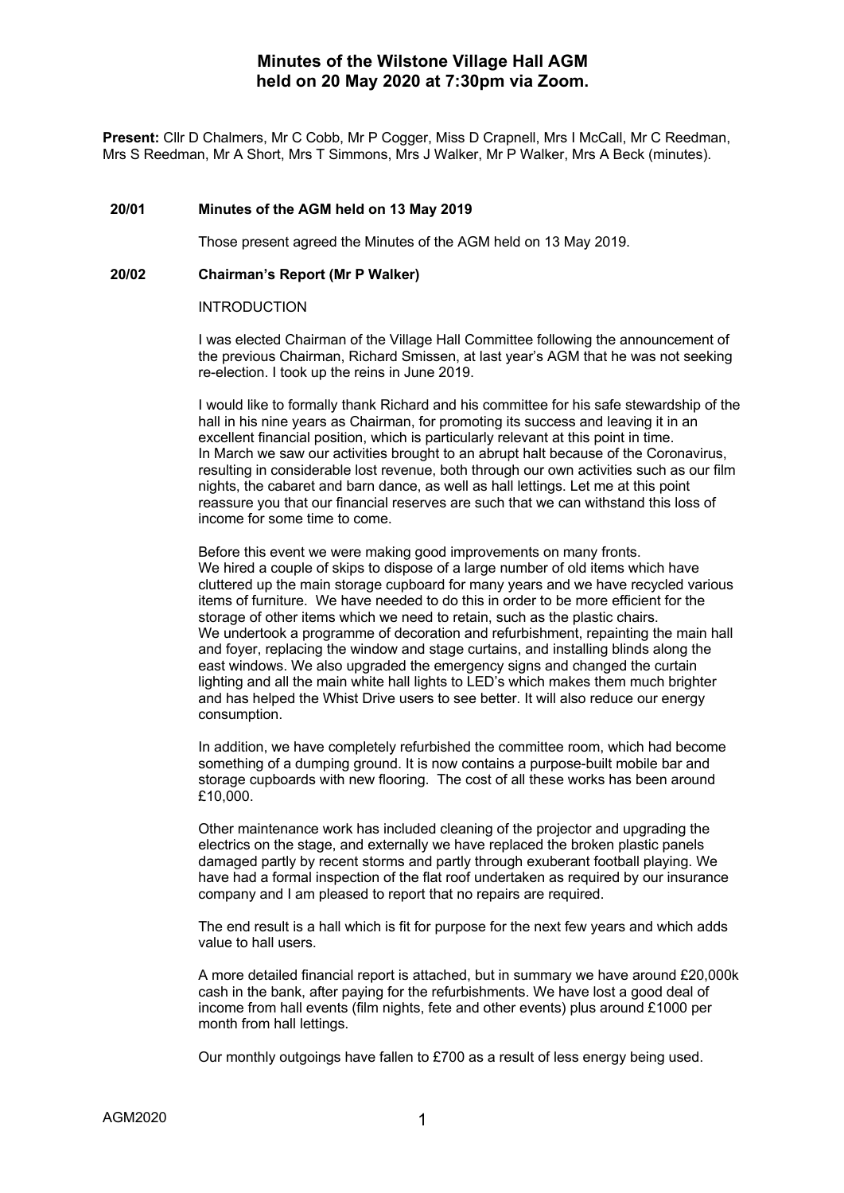# Minutes of the Wilstone Village Hall AGM held on 20 May 2020 at 7:30pm via Zoom.

**Present:** Cllr D Chalmers, Mr C Cobb, Mr P Cogger, Miss D Crapnell, Mrs I McCall, Mr C Reedman, Mrs S Reedman, Mr A Short, Mrs T Simmons, Mrs J Walker, Mr P Walker, Mrs A Beck (minutes).

### 20/01 Minutes of the AGM held on 13 May 2019

Those present agreed the Minutes of the AGM held on 13 May 2019.

### 20/02 Chairman's Report (Mr P Walker)

INTRODUCTION

I was elected Chairman of the Village Hall Committee following the announcement of the previous Chairman, Richard Smissen, at last year's AGM that he was not seeking re-election. I took up the reins in June 2019.

I would like to formally thank Richard and his committee for his safe stewardship of the hall in his nine years as Chairman, for promoting its success and leaving it in an excellent financial position, which is particularly relevant at this point in time. In March we saw our activities brought to an abrupt halt because of the Coronavirus, resulting in considerable lost revenue, both through our own activities such as our film nights, the cabaret and barn dance, as well as hall lettings. Let me at this point reassure you that our financial reserves are such that we can withstand this loss of income for some time to come.

Before this event we were making good improvements on many fronts. We hired a couple of skips to dispose of a large number of old items which have cluttered up the main storage cupboard for many years and we have recycled various items of furniture. We have needed to do this in order to be more efficient for the storage of other items which we need to retain, such as the plastic chairs. We undertook a programme of decoration and refurbishment, repainting the main hall and foyer, replacing the window and stage curtains, and installing blinds along the east windows. We also upgraded the emergency signs and changed the curtain lighting and all the main white hall lights to LED's which makes them much brighter and has helped the Whist Drive users to see better. It will also reduce our energy consumption.

In addition, we have completely refurbished the committee room, which had become something of a dumping ground. It is now contains a purpose-built mobile bar and storage cupboards with new flooring. The cost of all these works has been around £10,000.

Other maintenance work has included cleaning of the projector and upgrading the electrics on the stage, and externally we have replaced the broken plastic panels damaged partly by recent storms and partly through exuberant football playing. We have had a formal inspection of the flat roof undertaken as required by our insurance company and I am pleased to report that no repairs are required.

The end result is a hall which is fit for purpose for the next few years and which adds value to hall users.

A more detailed financial report is attached, but in summary we have around £20,000k cash in the bank, after paying for the refurbishments. We have lost a good deal of income from hall events (film nights, fete and other events) plus around £1000 per month from hall lettings.

Our monthly outgoings have fallen to £700 as a result of less energy being used.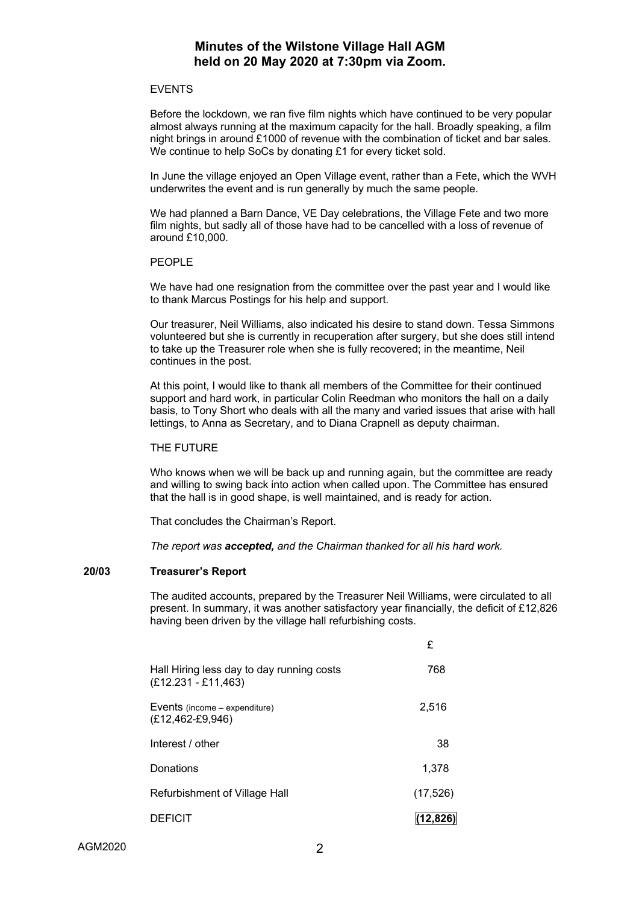# Minutes of the Wilstone Village Hall AGM held on 20 May 2020 at 7:30pm via Zoom.

EVENTS

Before the lockdown, we ran five film nights which have continued to be very popular almost always running at the maximum capacity for the hall. Broadly speaking, a film night brings in around £1000 of revenue with the combination of ticket and bar sales. We continue to help SoCs by donating £1 for every ticket sold.

In June the village enjoyed an Open Village event, rather than a Fete, which the WVH underwrites the event and is run generally by much the same people.

We had planned a Barn Dance, VE Day celebrations, the Village Fete and two more film nights, but sadly all of those have had to be cancelled with a loss of revenue of around £10,000.

PEOPLE

We have had one resignation from the committee over the past year and I would like to thank Marcus Postings for his help and support.

Our treasurer, Neil Williams, also indicated his desire to stand down. Tessa Simmons volunteered but she is currently in recuperation after surgery, but she does still intend to take up the Treasurer role when she is fully recovered; in the meantime, Neil continues in the post.

At this point, I would like to thank all members of the Committee for their continued support and hard work, in particular Colin Reedman who monitors the hall on a daily basis, to Tony Short who deals with all the many and varied issues that arise with hall lettings, to Anna as Secretary, and to Diana Crapnell as deputy chairman.

THE FUTURE

Who knows when we will be back up and running again, but the committee are ready and willing to swing back into action when called upon. The Committee has ensured that the hall is in good shape, is well maintained, and is ready for action.

That concludes the Chairman's Report.

*The report was **accepted,** and the Chairman thanked for all his hard work.*

**20/03 Treasurer's Report**

The audited accounts, prepared by the Treasurer Neil Williams, were circulated to all present. In summary, it was another satisfactory year financially, the deficit of £12,826 having been driven by the village hall refurbishing costs.

| | £ |
|---|---|
| Hall Hiring less day to day running costs (£12.231 - £11,463) | 768 |
| Events (income – expenditure) (£12,462-£9,946) | 2,516 |
| Interest / other | 38 |
| Donations | 1,378 |
| Refurbishment of Village Hall | (17,526) |
| DEFICIT | **(12,826)** |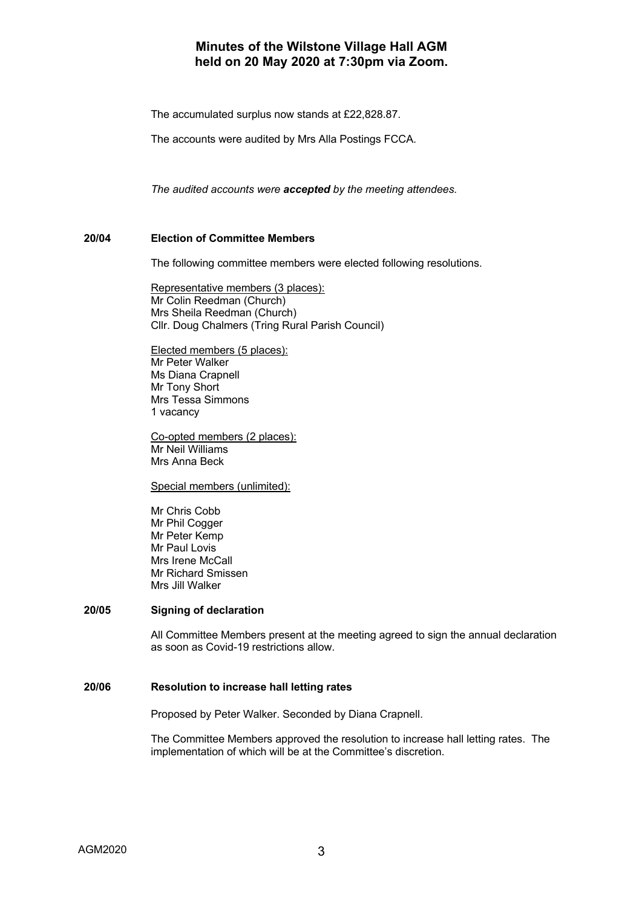# Minutes of the Wilstone Village Hall AGM held on 20 May 2020 at 7:30pm via Zoom.

The accumulated surplus now stands at £22,828.87.

The accounts were audited by Mrs Alla Postings FCCA.

*The audited accounts were **accepted** by the meeting attendees.*

## 20/04 Election of Committee Members

The following committee members were elected following resolutions.

<u>Representative members (3 places):</u>
Mr Colin Reedman (Church)
Mrs Sheila Reedman (Church)
Cllr. Doug Chalmers (Tring Rural Parish Council)

<u>Elected members (5 places):</u>
Mr Peter Walker
Ms Diana Crapnell
Mr Tony Short
Mrs Tessa Simmons
1 vacancy

<u>Co-opted members (2 places):</u>
Mr Neil Williams
Mrs Anna Beck

<u>Special members (unlimited):</u>

Mr Chris Cobb
Mr Phil Cogger
Mr Peter Kemp
Mr Paul Lovis
Mrs Irene McCall
Mr Richard Smissen
Mrs Jill Walker

## 20/05 Signing of declaration

All Committee Members present at the meeting agreed to sign the annual declaration as soon as Covid-19 restrictions allow.

## 20/06 Resolution to increase hall letting rates

Proposed by Peter Walker. Seconded by Diana Crapnell.

The Committee Members approved the resolution to increase hall letting rates. The implementation of which will be at the Committee's discretion.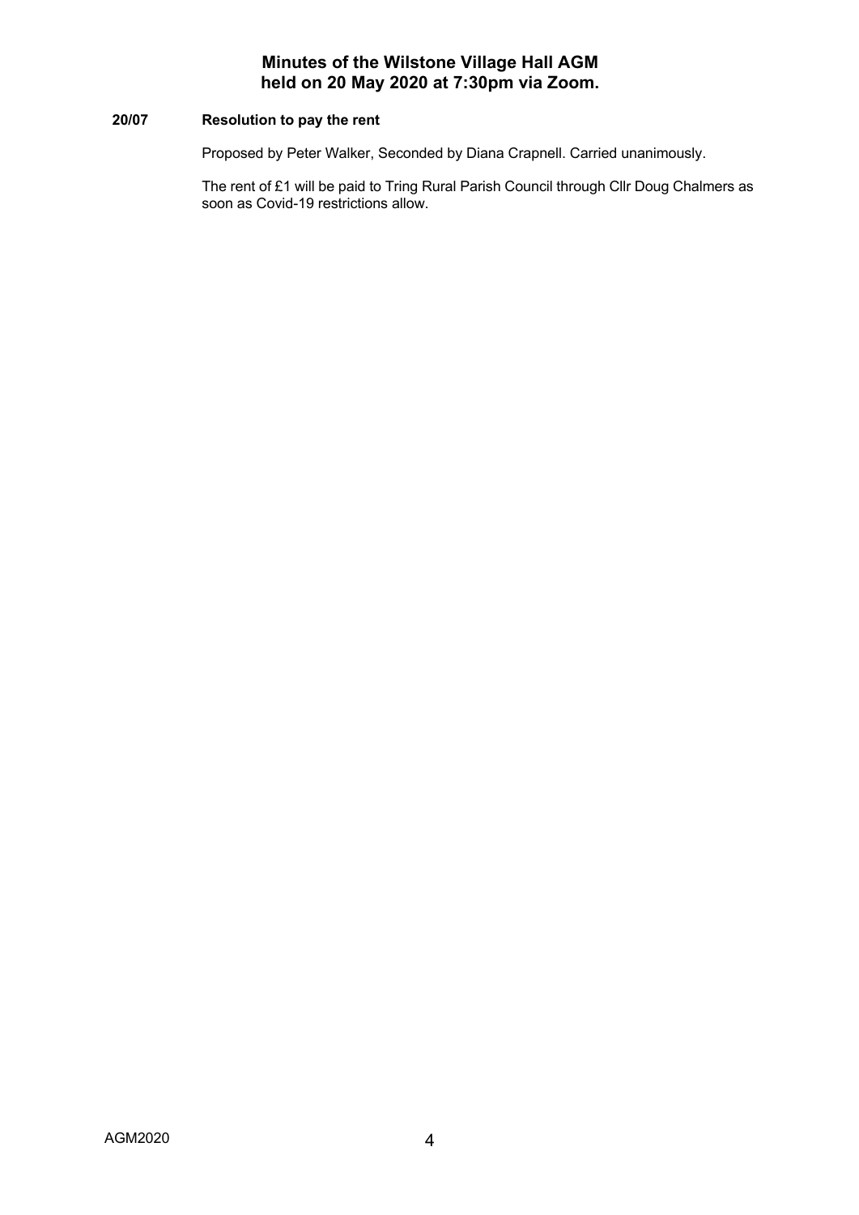# Minutes of the Wilstone Village Hall AGM held on 20 May 2020 at 7:30pm via Zoom.

**20/07 Resolution to pay the rent**

Proposed by Peter Walker, Seconded by Diana Crapnell. Carried unanimously.

The rent of £1 will be paid to Tring Rural Parish Council through Cllr Doug Chalmers as soon as Covid-19 restrictions allow.